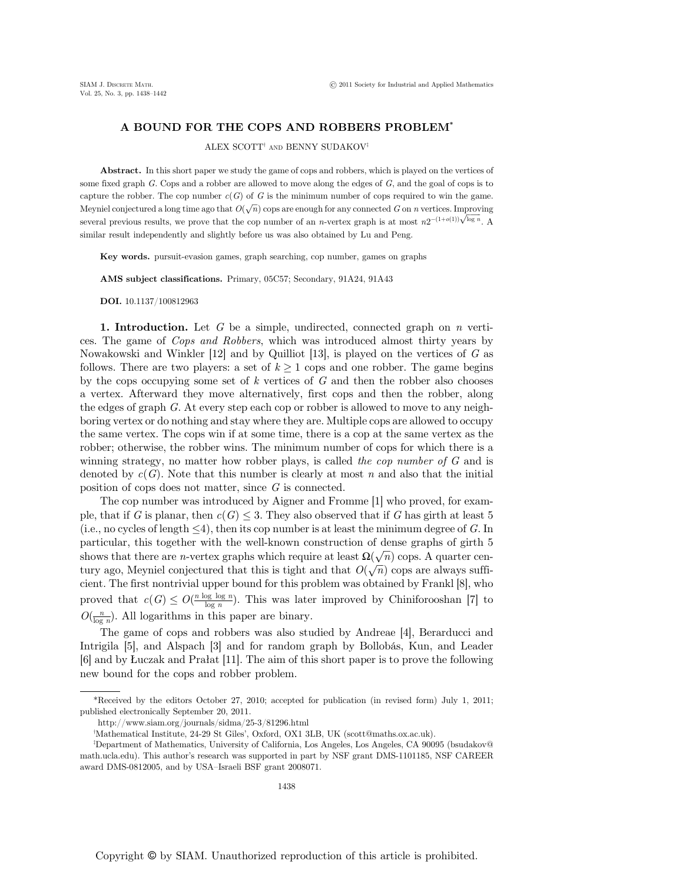# A BOUND FOR THE COPS AND ROBBERS PROBLEM*

ALEX SCOTT[†] AND BENNY SUDAKOV[‡]

**Abstract.** In this short paper we study the game of cops and robbers, which is played on the vertices of some fixed graph $G$. Cops and a robber are allowed to move along the edges of $G$, and the goal of cops is to capture the robber. The cop number $c(G)$ of $G$ is the minimum number of cops required to win the game. Meyniel conjectured a long time ago that $O(\sqrt{n})$ cops are enough for any connected $G$ on $n$ vertices. Improving several previous results, we prove that the cop number of an $n$-vertex graph is at most $n2^{-(1+o(1))\sqrt{\log n}}$. A similar result independently and slightly before us was also obtained by Lu and Peng.

**Key words.** pursuit-evasion games, graph searching, cop number, games on graphs

**AMS subject classifications.** Primary, 05C57; Secondary, 91A24, 91A43

**DOI.** 10.1137/100812963

## 1. Introduction.

Let $G$ be a simple, undirected, connected graph on $n$ vertices. The game of *Cops and Robbers*, which was introduced almost thirty years by Nowakowski and Winkler [12] and by Quilliot [13], is played on the vertices of $G$ as follows. There are two players: a set of $k \geq 1$ cops and one robber. The game begins by the cops occupying some set of $k$ vertices of $G$ and then the robber also chooses a vertex. Afterward they move alternatively, first cops and then the robber, along the edges of graph $G$. At every step each cop or robber is allowed to move to any neighboring vertex or do nothing and stay where they are. Multiple cops are allowed to occupy the same vertex. The cops win if at some time, there is a cop at the same vertex as the robber; otherwise, the robber wins. The minimum number of cops for which there is a winning strategy, no matter how robber plays, is called *the cop number of $G$* and is denoted by $c(G)$. Note that this number is clearly at most $n$ and also that the initial position of cops does not matter, since $G$ is connected.

The cop number was introduced by Aigner and Fromme [1] who proved, for example, that if $G$ is planar, then $c(G) \leq 3$. They also observed that if $G$ has girth at least 5 (i.e., no cycles of length $\leq 4$), then its cop number is at least the minimum degree of $G$. In particular, this together with the well-known construction of dense graphs of girth 5 shows that there are $n$-vertex graphs which require at least $\Omega(\sqrt{n})$ cops. A quarter century ago, Meyniel conjectured that this is tight and that $O(\sqrt{n})$ cops are always sufficient. The first nontrivial upper bound for this problem was obtained by Frankl [8], who proved that $c(G) \leq O(\frac{n \log \log n}{\log n})$. This was later improved by Chiniforooshan [7] to $O(\frac{n}{\log n})$. All logarithms in this paper are binary.

The game of cops and robbers was also studied by Andreae [4], Berarducci and Intrigila [5], and Alspach [3] and for random graph by Bollobás, Kun, and Leader [6] and by Łuczak and Prałat [11]. The aim of this short paper is to prove the following new bound for the cops and robber problem.

---

*Received by the editors October 27, 2010; accepted for publication (in revised form) July 1, 2011; published electronically September 20, 2011.

http://www.siam.org/journals/sidma/25-3/81296.html

[†]Mathematical Institute, 24-29 St Giles', Oxford, OX1 3LB, UK (scott@maths.ox.ac.uk).

[‡]Department of Mathematics, University of California, Los Angeles, Los Angeles, CA 90095 (bsudakov@math.ucla.edu). This author's research was supported in part by NSF grant DMS-1101185, NSF CAREER award DMS-0812005, and by USA–Israeli BSF grant 2008071.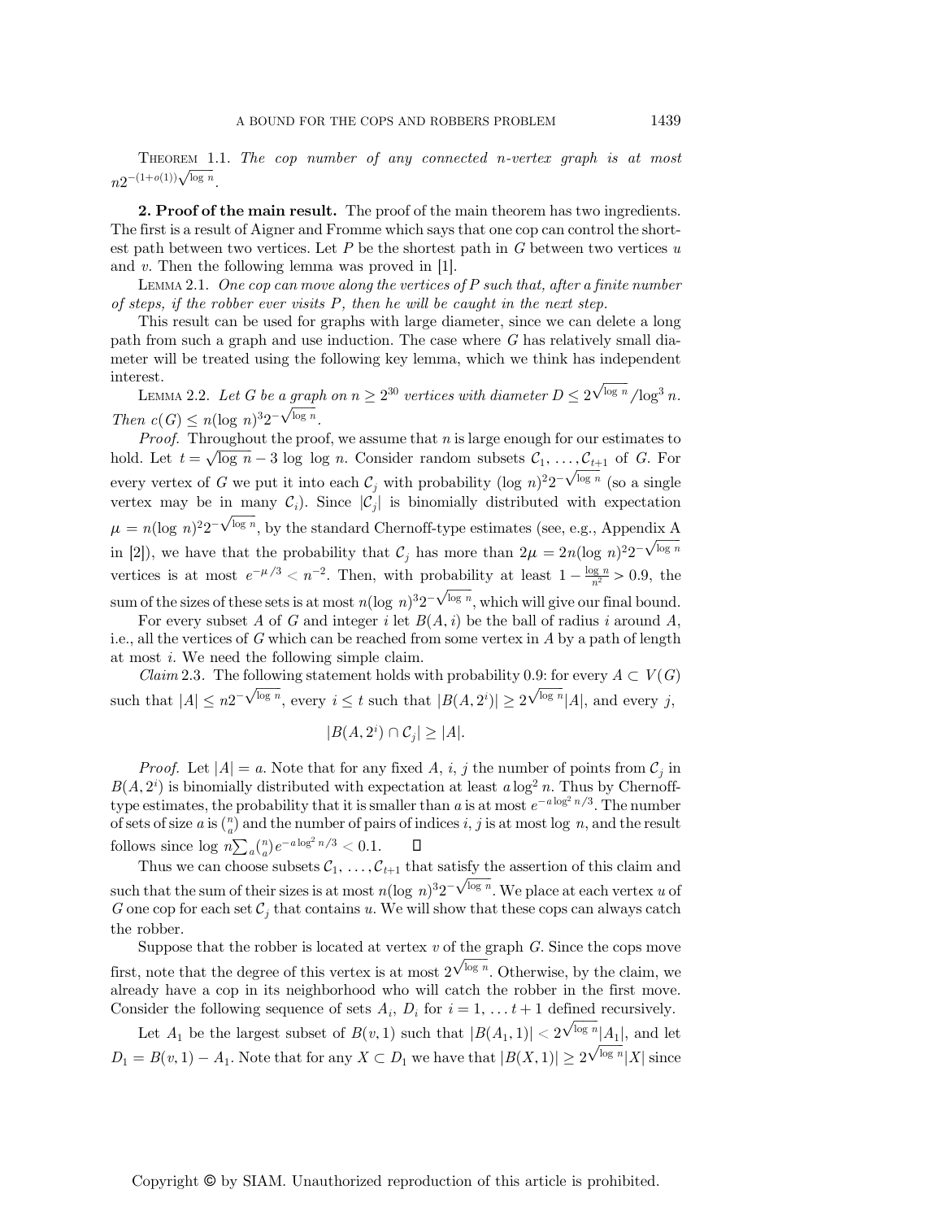THEOREM 1.1. *The cop number of any connected $n$-vertex graph is at most $n2^{-(1+o(1))\sqrt{\log n}}$.*

**2. Proof of the main result.** The proof of the main theorem has two ingredients. The first is a result of Aigner and Fromme which says that one cop can control the shortest path between two vertices. Let $P$ be the shortest path in $G$ between two vertices $u$ and $v$. Then the following lemma was proved in [1].

LEMMA 2.1. *One cop can move along the vertices of $P$ such that, after a finite number of steps, if the robber ever visits $P$, then he will be caught in the next step.*

This result can be used for graphs with large diameter, since we can delete a long path from such a graph and use induction. The case where $G$ has relatively small diameter will be treated using the following key lemma, which we think has independent interest.

LEMMA 2.2. *Let $G$ be a graph on $n \geq 2^{30}$ vertices with diameter $D \leq 2^{\sqrt{\log n}}/\log^3 n$. Then $c(G) \leq n(\log n)^3 2^{-\sqrt{\log n}}$.*

*Proof.* Throughout the proof, we assume that $n$ is large enough for our estimates to hold. Let $t = \sqrt{\log n} - 3 \log \log n$. Consider random subsets $\mathcal{C}_1, \ldots, \mathcal{C}_{t+1}$ of $G$. For every vertex of $G$ we put it into each $\mathcal{C}_j$ with probability $(\log n)^2 2^{-\sqrt{\log n}}$ (so a single vertex may be in many $\mathcal{C}_i$). Since $|\mathcal{C}_j|$ is binomially distributed with expectation $\mu = n(\log n)^2 2^{-\sqrt{\log n}}$, by the standard Chernoff-type estimates (see, e.g., Appendix A in [2]), we have that the probability that $\mathcal{C}_j$ has more than $2\mu = 2n(\log n)^2 2^{-\sqrt{\log n}}$ vertices is at most $e^{-\mu/3} < n^{-2}$. Then, with probability at least $1 - \frac{\log n}{n^2} > 0.9$, the sum of the sizes of these sets is at most $n(\log n)^3 2^{-\sqrt{\log n}}$, which will give our final bound.

For every subset $A$ of $G$ and integer $i$ let $B(A, i)$ be the ball of radius $i$ around $A$, i.e., all the vertices of $G$ which can be reached from some vertex in $A$ by a path of length at most $i$. We need the following simple claim.

*Claim* 2.3. The following statement holds with probability 0.9: for every $A \subset V(G)$ such that $|A| \leq n2^{-\sqrt{\log n}}$, every $i \leq t$ such that $|B(A, 2^i)| \geq 2^{\sqrt{\log n}}|A|$, and every $j$,

$$|B(A, 2^i) \cap \mathcal{C}_j| \geq |A|.$$

*Proof.* Let $|A| = a$. Note that for any fixed $A$, $i$, $j$ the number of points from $\mathcal{C}_j$ in $B(A, 2^i)$ is binomially distributed with expectation at least $a \log^2 n$. Thus by Chernoff-type estimates, the probability that it is smaller than $a$ is at most $e^{-a \log^2 n/3}$. The number of sets of size $a$ is $\binom{n}{a}$ and the number of pairs of indices $i$, $j$ is at most $\log n$, and the result follows since $\log n \sum_a \binom{n}{a} e^{-a \log^2 n/3} < 0.1$. $\square$

Thus we can choose subsets $\mathcal{C}_1, \ldots, \mathcal{C}_{t+1}$ that satisfy the assertion of this claim and such that the sum of their sizes is at most $n(\log n)^3 2^{-\sqrt{\log n}}$. We place at each vertex $u$ of $G$ one cop for each set $\mathcal{C}_j$ that contains $u$. We will show that these cops can always catch the robber.

Suppose that the robber is located at vertex $v$ of the graph $G$. Since the cops move first, note that the degree of this vertex is at most $2^{\sqrt{\log n}}$. Otherwise, by the claim, we already have a cop in its neighborhood who will catch the robber in the first move. Consider the following sequence of sets $A_i$, $D_i$ for $i = 1, \ldots t+1$ defined recursively.

Let $A_1$ be the largest subset of $B(v, 1)$ such that $|B(A_1, 1)| < 2^{\sqrt{\log n}}|A_1|$, and let $D_1 = B(v, 1) - A_1$. Note that for any $X \subset D_1$ we have that $|B(X, 1)| \geq 2^{\sqrt{\log n}}|X|$ since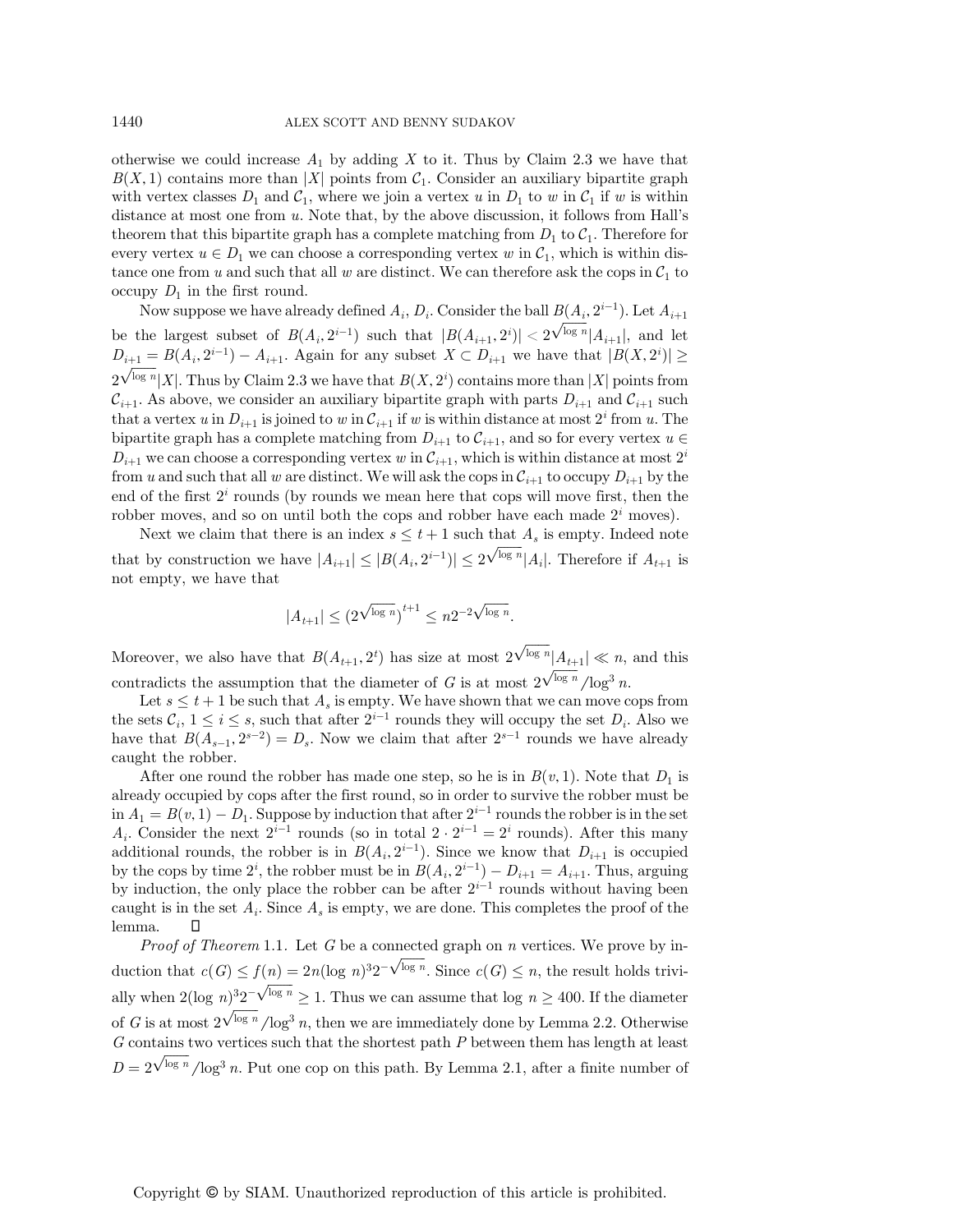otherwise we could increase $A_1$ by adding $X$ to it. Thus by Claim 2.3 we have that $B(X,1)$ contains more than $|X|$ points from $\mathcal{C}_1$. Consider an auxiliary bipartite graph with vertex classes $D_1$ and $\mathcal{C}_1$, where we join a vertex $u$ in $D_1$ to $w$ in $\mathcal{C}_1$ if $w$ is within distance at most one from $u$. Note that, by the above discussion, it follows from Hall's theorem that this bipartite graph has a complete matching from $D_1$ to $\mathcal{C}_1$. Therefore for every vertex $u \in D_1$ we can choose a corresponding vertex $w$ in $\mathcal{C}_1$, which is within distance one from $u$ and such that all $w$ are distinct. We can therefore ask the cops in $\mathcal{C}_1$ to occupy $D_1$ in the first round.

Now suppose we have already defined $A_i$, $D_i$. Consider the ball $B(A_i, 2^{i-1})$. Let $A_{i+1}$ be the largest subset of $B(A_i, 2^{i-1})$ such that $|B(A_{i+1}, 2^i)| < 2^{\sqrt{\log n}}|A_{i+1}|$, and let $D_{i+1} = B(A_i, 2^{i-1}) - A_{i+1}$. Again for any subset $X \subset D_{i+1}$ we have that $|B(X, 2^i)| \geq 2^{\sqrt{\log n}}|X|$. Thus by Claim 2.3 we have that $B(X, 2^i)$ contains more than $|X|$ points from $\mathcal{C}_{i+1}$. As above, we consider an auxiliary bipartite graph with parts $D_{i+1}$ and $\mathcal{C}_{i+1}$ such that a vertex $u$ in $D_{i+1}$ is joined to $w$ in $\mathcal{C}_{i+1}$ if $w$ is within distance at most $2^i$ from $u$. The bipartite graph has a complete matching from $D_{i+1}$ to $\mathcal{C}_{i+1}$, and so for every vertex $u \in D_{i+1}$ we can choose a corresponding vertex $w$ in $\mathcal{C}_{i+1}$, which is within distance at most $2^i$ from $u$ and such that all $w$ are distinct. We will ask the cops in $\mathcal{C}_{i+1}$ to occupy $D_{i+1}$ by the end of the first $2^i$ rounds (by rounds we mean here that cops will move first, then the robber moves, and so on until both the cops and robber have each made $2^i$ moves).

Next we claim that there is an index $s \leq t+1$ such that $A_s$ is empty. Indeed note that by construction we have $|A_{i+1}| \leq |B(A_i, 2^{i-1})| \leq 2^{\sqrt{\log n}}|A_i|$. Therefore if $A_{t+1}$ is not empty, we have that

$$|A_{t+1}| \leq \left(2^{\sqrt{\log n}}\right)^{t+1} \leq n2^{-2\sqrt{\log n}}.$$

Moreover, we also have that $B(A_{t+1}, 2^t)$ has size at most $2^{\sqrt{\log n}}|A_{t+1}| \ll n$, and this contradicts the assumption that the diameter of $G$ is at most $2^{\sqrt{\log n}}/\log^3 n$.

Let $s \leq t+1$ be such that $A_s$ is empty. We have shown that we can move cops from the sets $\mathcal{C}_i$, $1 \leq i \leq s$, such that after $2^{i-1}$ rounds they will occupy the set $D_i$. Also we have that $B(A_{s-1}, 2^{s-2}) = D_s$. Now we claim that after $2^{s-1}$ rounds we have already caught the robber.

After one round the robber has made one step, so he is in $B(v,1)$. Note that $D_1$ is already occupied by cops after the first round, so in order to survive the robber must be in $A_1 = B(v,1) - D_1$. Suppose by induction that after $2^{i-1}$ rounds the robber is in the set $A_i$. Consider the next $2^{i-1}$ rounds (so in total $2 \cdot 2^{i-1} = 2^i$ rounds). After this many additional rounds, the robber is in $B(A_i, 2^{i-1})$. Since we know that $D_{i+1}$ is occupied by the cops by time $2^i$, the robber must be in $B(A_i, 2^{i-1}) - D_{i+1} = A_{i+1}$. Thus, arguing by induction, the only place the robber can be after $2^{i-1}$ rounds without having been caught is in the set $A_i$. Since $A_s$ is empty, we are done. This completes the proof of the lemma. □

*Proof of Theorem* 1.1. Let $G$ be a connected graph on $n$ vertices. We prove by induction that $c(G) \leq f(n) = 2n(\log n)^3 2^{-\sqrt{\log n}}$. Since $c(G) \leq n$, the result holds trivially when $2(\log n)^3 2^{-\sqrt{\log n}} \geq 1$. Thus we can assume that $\log n \geq 400$. If the diameter of $G$ is at most $2^{\sqrt{\log n}}/\log^3 n$, then we are immediately done by Lemma 2.2. Otherwise $G$ contains two vertices such that the shortest path $P$ between them has length at least $D = 2^{\sqrt{\log n}}/\log^3 n$. Put one cop on this path. By Lemma 2.1, after a finite number of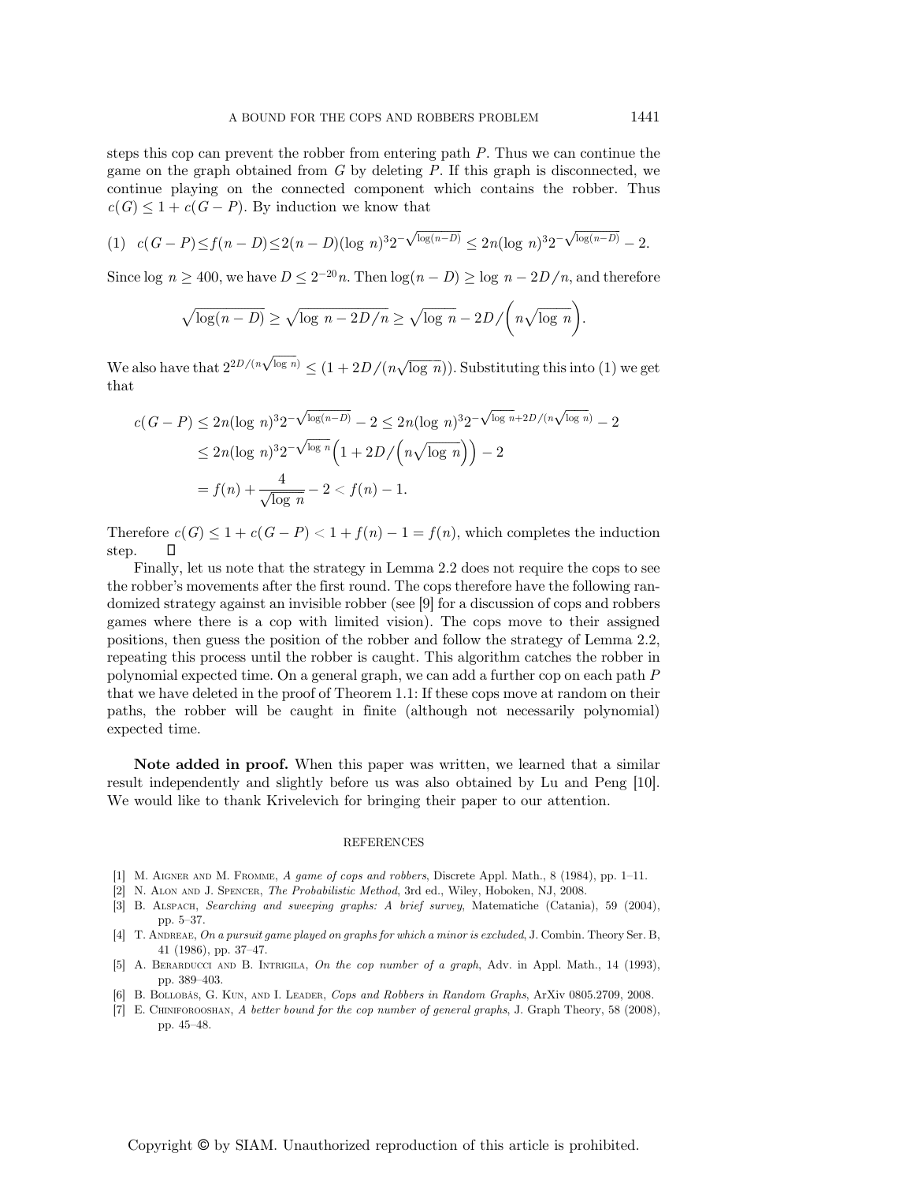steps this cop can prevent the robber from entering path $P$. Thus we can continue the game on the graph obtained from $G$ by deleting $P$. If this graph is disconnected, we continue playing on the connected component which contains the robber. Thus $c(G) \leq 1 + c(G - P)$. By induction we know that

$$(1) \quad c(G-P) \leq f(n-D) \leq 2(n-D)(\log\, n)^3 2^{-\sqrt{\log(n-D)}} \leq 2n(\log\, n)^3 2^{-\sqrt{\log(n-D)}} - 2.$$

Since $\log\, n \geq 400$, we have $D \leq 2^{-20} n$. Then $\log(n-D) \geq \log\, n - 2D/n$, and therefore

$$\sqrt{\log(n-D)} \geq \sqrt{\log\, n - 2D/n} \geq \sqrt{\log\, n} - 2D/\left(n\sqrt{\log\, n}\right).$$

We also have that $2^{2D/(n\sqrt{\log\, n})} \leq (1 + 2D/(n\sqrt{\log\, n}))$. Substituting this into (1) we get that

$$\begin{aligned}
c(G-P) &\leq 2n(\log\, n)^3 2^{-\sqrt{\log(n-D)}} - 2 \leq 2n(\log\, n)^3 2^{-\sqrt{\log\, n} + 2D/(n\sqrt{\log\, n})} - 2 \\
&\leq 2n(\log\, n)^3 2^{-\sqrt{\log\, n}}\left(1 + 2D/\left(n\sqrt{\log\, n}\right)\right) - 2 \\
&= f(n) + \frac{4}{\sqrt{\log\, n}} - 2 < f(n) - 1.
\end{aligned}$$

Therefore $c(G) \leq 1 + c(G-P) < 1 + f(n) - 1 = f(n)$, which completes the induction step. $\square$

Finally, let us note that the strategy in Lemma 2.2 does not require the cops to see the robber's movements after the first round. The cops therefore have the following randomized strategy against an invisible robber (see [9] for a discussion of cops and robbers games where there is a cop with limited vision). The cops move to their assigned positions, then guess the position of the robber and follow the strategy of Lemma 2.2, repeating this process until the robber is caught. This algorithm catches the robber in polynomial expected time. On a general graph, we can add a further cop on each path $P$ that we have deleted in the proof of Theorem 1.1: If these cops move at random on their paths, the robber will be caught in finite (although not necessarily polynomial) expected time.

**Note added in proof.** When this paper was written, we learned that a similar result independently and slightly before us was also obtained by Lu and Peng [10]. We would like to thank Krivelevich for bringing their paper to our attention.

## REFERENCES

[1] M. Aigner and M. Fromme, *A game of cops and robbers*, Discrete Appl. Math., 8 (1984), pp. 1–11.

[2] N. Alon and J. Spencer, *The Probabilistic Method*, 3rd ed., Wiley, Hoboken, NJ, 2008.

[3] B. Alspach, *Searching and sweeping graphs: A brief survey*, Matematiche (Catania), 59 (2004), pp. 5–37.

[4] T. Andreae, *On a pursuit game played on graphs for which a minor is excluded*, J. Combin. Theory Ser. B, 41 (1986), pp. 37–47.

[5] A. Berarducci and B. Intrigila, *On the cop number of a graph*, Adv. in Appl. Math., 14 (1993), pp. 389–403.

[6] B. Bollobás, G. Kun, and I. Leader, *Cops and Robbers in Random Graphs*, ArXiv 0805.2709, 2008.

[7] E. Chiniforooshan, *A better bound for the cop number of general graphs*, J. Graph Theory, 58 (2008), pp. 45–48.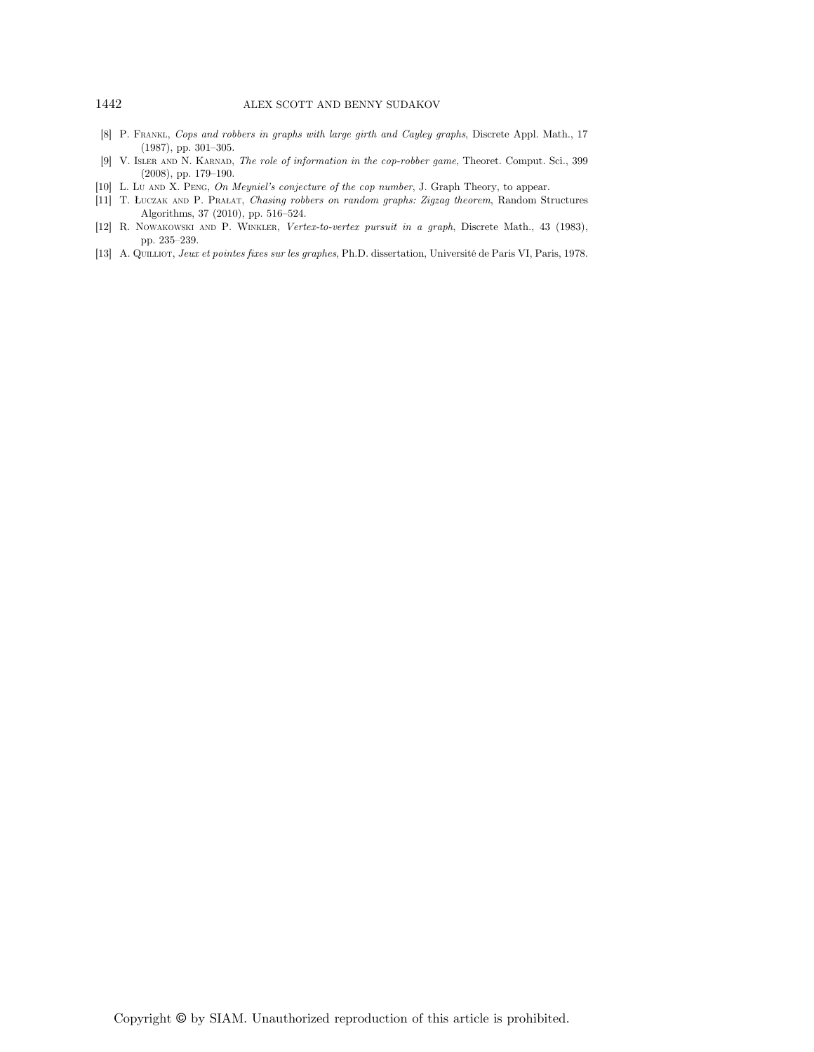[8] P. Frankl, *Cops and robbers in graphs with large girth and Cayley graphs*, Discrete Appl. Math., 17 (1987), pp. 301–305.

[9] V. Isler and N. Karnad, *The role of information in the cop-robber game*, Theoret. Comput. Sci., 399 (2008), pp. 179–190.

[10] L. Lu and X. Peng, *On Meyniel's conjecture of the cop number*, J. Graph Theory, to appear.

[11] T. Łuczak and P. Prałat, *Chasing robbers on random graphs: Zigzag theorem*, Random Structures Algorithms, 37 (2010), pp. 516–524.

[12] R. Nowakowski and P. Winkler, *Vertex-to-vertex pursuit in a graph*, Discrete Math., 43 (1983), pp. 235–239.

[13] A. Quilliot, *Jeux et pointes fixes sur les graphes*, Ph.D. dissertation, Université de Paris VI, Paris, 1978.